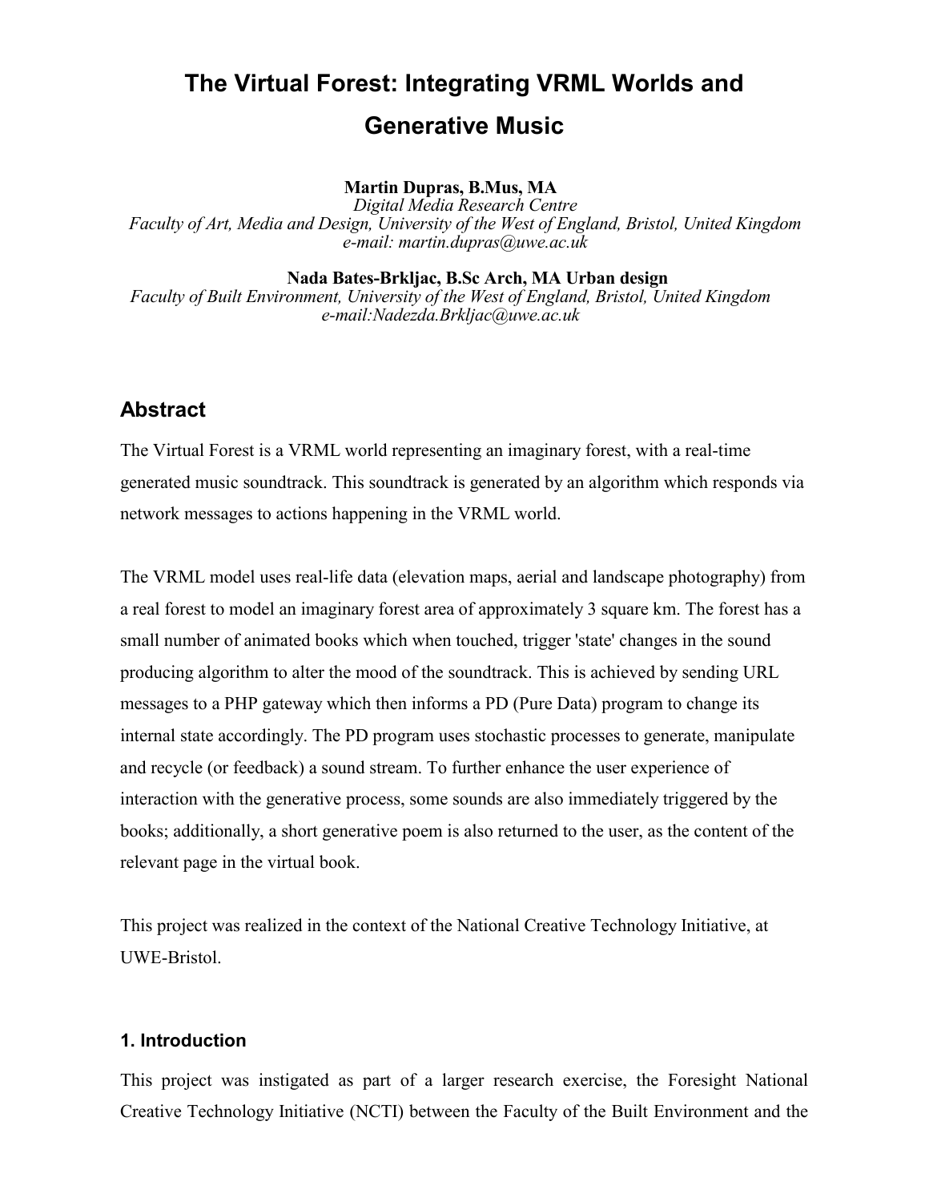# The Virtual Forest: Integrating VRML Worlds and Generative Music

**Martin Dupras, B.Mus, MA**
*Digital Media Research Centre*
*Faculty of Art, Media and Design, University of the West of England, Bristol, United Kingdom*
*e-mail: martin.dupras@uwe.ac.uk*

**Nada Bates-Brkljac, B.Sc Arch, MA Urban design**
*Faculty of Built Environment, University of the West of England, Bristol, United Kingdom*
*e-mail:Nadezda.Brkljac@uwe.ac.uk*

## Abstract

The Virtual Forest is a VRML world representing an imaginary forest, with a real-time generated music soundtrack. This soundtrack is generated by an algorithm which responds via network messages to actions happening in the VRML world.

The VRML model uses real-life data (elevation maps, aerial and landscape photography) from a real forest to model an imaginary forest area of approximately 3 square km. The forest has a small number of animated books which when touched, trigger 'state' changes in the sound producing algorithm to alter the mood of the soundtrack. This is achieved by sending URL messages to a PHP gateway which then informs a PD (Pure Data) program to change its internal state accordingly. The PD program uses stochastic processes to generate, manipulate and recycle (or feedback) a sound stream. To further enhance the user experience of interaction with the generative process, some sounds are also immediately triggered by the books; additionally, a short generative poem is also returned to the user, as the content of the relevant page in the virtual book.

This project was realized in the context of the National Creative Technology Initiative, at UWE-Bristol.

### 1. Introduction

This project was instigated as part of a larger research exercise, the Foresight National Creative Technology Initiative (NCTI) between the Faculty of the Built Environment and the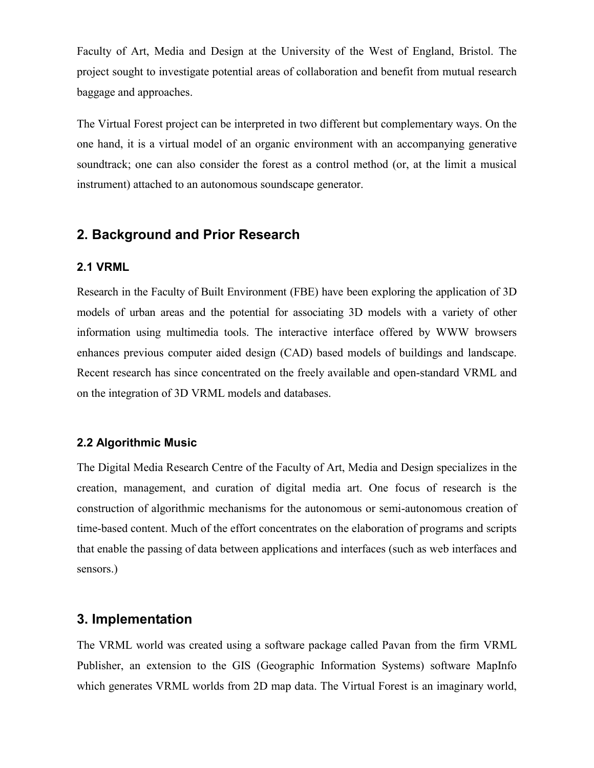Faculty of Art, Media and Design at the University of the West of England, Bristol. The project sought to investigate potential areas of collaboration and benefit from mutual research baggage and approaches.

The Virtual Forest project can be interpreted in two different but complementary ways. On the one hand, it is a virtual model of an organic environment with an accompanying generative soundtrack; one can also consider the forest as a control method (or, at the limit a musical instrument) attached to an autonomous soundscape generator.

## 2. Background and Prior Research

### 2.1 VRML

Research in the Faculty of Built Environment (FBE) have been exploring the application of 3D models of urban areas and the potential for associating 3D models with a variety of other information using multimedia tools. The interactive interface offered by WWW browsers enhances previous computer aided design (CAD) based models of buildings and landscape. Recent research has since concentrated on the freely available and open-standard VRML and on the integration of 3D VRML models and databases.

### 2.2 Algorithmic Music

The Digital Media Research Centre of the Faculty of Art, Media and Design specializes in the creation, management, and curation of digital media art. One focus of research is the construction of algorithmic mechanisms for the autonomous or semi-autonomous creation of time-based content. Much of the effort concentrates on the elaboration of programs and scripts that enable the passing of data between applications and interfaces (such as web interfaces and sensors.)

## 3. Implementation

The VRML world was created using a software package called Pavan from the firm VRML Publisher, an extension to the GIS (Geographic Information Systems) software MapInfo which generates VRML worlds from 2D map data. The Virtual Forest is an imaginary world,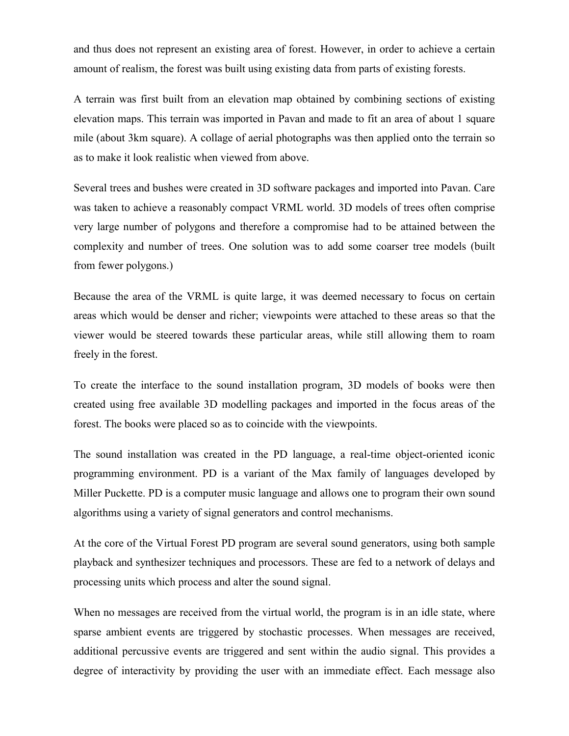and thus does not represent an existing area of forest. However, in order to achieve a certain amount of realism, the forest was built using existing data from parts of existing forests.

A terrain was first built from an elevation map obtained by combining sections of existing elevation maps. This terrain was imported in Pavan and made to fit an area of about 1 square mile (about 3km square). A collage of aerial photographs was then applied onto the terrain so as to make it look realistic when viewed from above.

Several trees and bushes were created in 3D software packages and imported into Pavan. Care was taken to achieve a reasonably compact VRML world. 3D models of trees often comprise very large number of polygons and therefore a compromise had to be attained between the complexity and number of trees. One solution was to add some coarser tree models (built from fewer polygons.)

Because the area of the VRML is quite large, it was deemed necessary to focus on certain areas which would be denser and richer; viewpoints were attached to these areas so that the viewer would be steered towards these particular areas, while still allowing them to roam freely in the forest.

To create the interface to the sound installation program, 3D models of books were then created using free available 3D modelling packages and imported in the focus areas of the forest. The books were placed so as to coincide with the viewpoints.

The sound installation was created in the PD language, a real-time object-oriented iconic programming environment. PD is a variant of the Max family of languages developed by Miller Puckette. PD is a computer music language and allows one to program their own sound algorithms using a variety of signal generators and control mechanisms.

At the core of the Virtual Forest PD program are several sound generators, using both sample playback and synthesizer techniques and processors. These are fed to a network of delays and processing units which process and alter the sound signal.

When no messages are received from the virtual world, the program is in an idle state, where sparse ambient events are triggered by stochastic processes. When messages are received, additional percussive events are triggered and sent within the audio signal. This provides a degree of interactivity by providing the user with an immediate effect. Each message also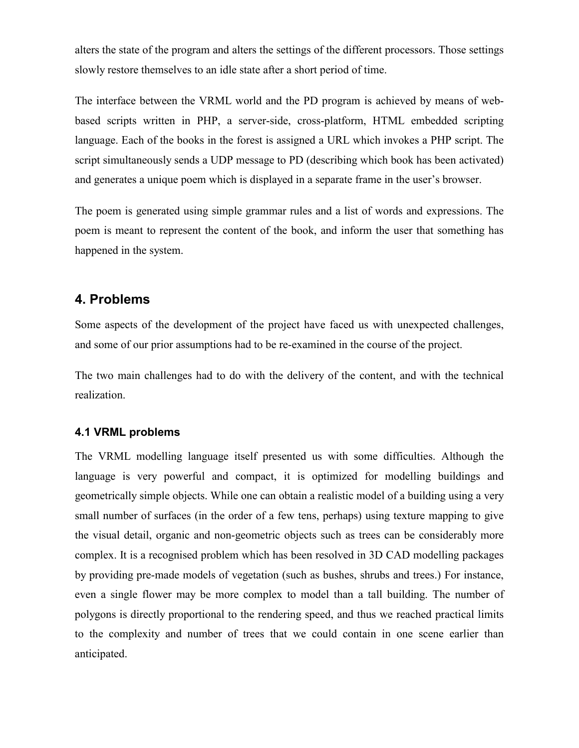alters the state of the program and alters the settings of the different processors. Those settings slowly restore themselves to an idle state after a short period of time.

The interface between the VRML world and the PD program is achieved by means of web-based scripts written in PHP, a server-side, cross-platform, HTML embedded scripting language. Each of the books in the forest is assigned a URL which invokes a PHP script. The script simultaneously sends a UDP message to PD (describing which book has been activated) and generates a unique poem which is displayed in a separate frame in the user's browser.

The poem is generated using simple grammar rules and a list of words and expressions. The poem is meant to represent the content of the book, and inform the user that something has happened in the system.

## 4. Problems

Some aspects of the development of the project have faced us with unexpected challenges, and some of our prior assumptions had to be re-examined in the course of the project.

The two main challenges had to do with the delivery of the content, and with the technical realization.

### 4.1 VRML problems

The VRML modelling language itself presented us with some difficulties. Although the language is very powerful and compact, it is optimized for modelling buildings and geometrically simple objects. While one can obtain a realistic model of a building using a very small number of surfaces (in the order of a few tens, perhaps) using texture mapping to give the visual detail, organic and non-geometric objects such as trees can be considerably more complex. It is a recognised problem which has been resolved in 3D CAD modelling packages by providing pre-made models of vegetation (such as bushes, shrubs and trees.) For instance, even a single flower may be more complex to model than a tall building. The number of polygons is directly proportional to the rendering speed, and thus we reached practical limits to the complexity and number of trees that we could contain in one scene earlier than anticipated.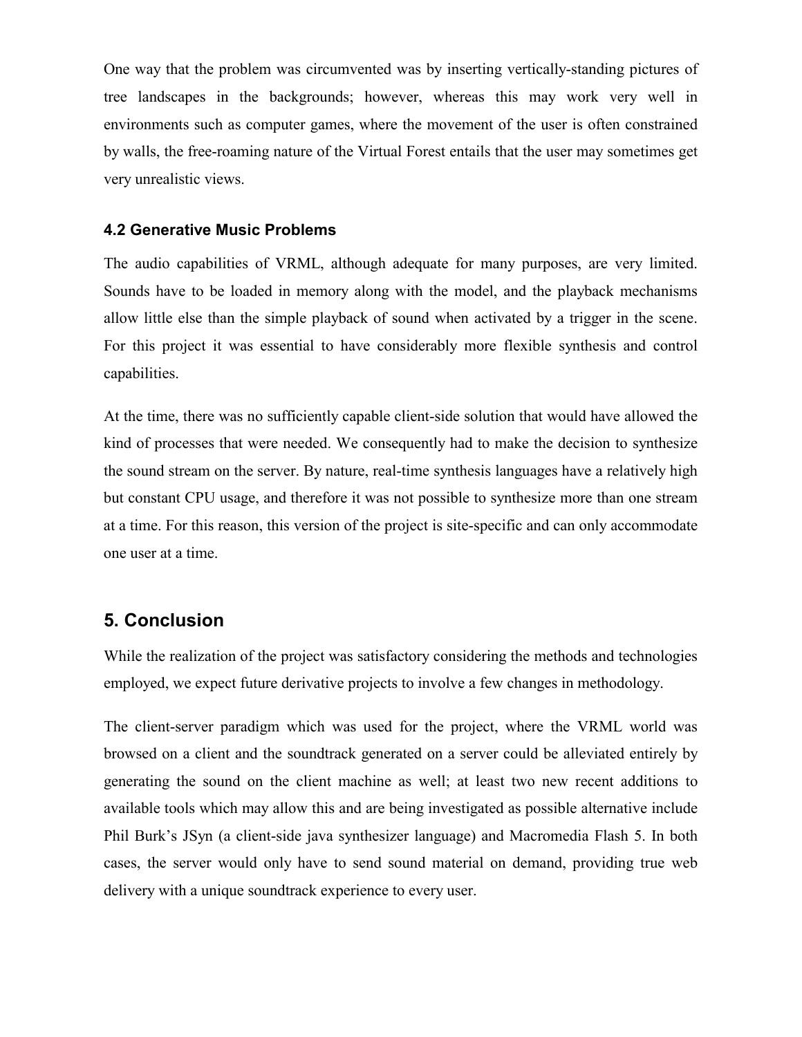One way that the problem was circumvented was by inserting vertically-standing pictures of tree landscapes in the backgrounds; however, whereas this may work very well in environments such as computer games, where the movement of the user is often constrained by walls, the free-roaming nature of the Virtual Forest entails that the user may sometimes get very unrealistic views.

### 4.2 Generative Music Problems

The audio capabilities of VRML, although adequate for many purposes, are very limited. Sounds have to be loaded in memory along with the model, and the playback mechanisms allow little else than the simple playback of sound when activated by a trigger in the scene. For this project it was essential to have considerably more flexible synthesis and control capabilities.

At the time, there was no sufficiently capable client-side solution that would have allowed the kind of processes that were needed. We consequently had to make the decision to synthesize the sound stream on the server. By nature, real-time synthesis languages have a relatively high but constant CPU usage, and therefore it was not possible to synthesize more than one stream at a time. For this reason, this version of the project is site-specific and can only accommodate one user at a time.

## 5. Conclusion

While the realization of the project was satisfactory considering the methods and technologies employed, we expect future derivative projects to involve a few changes in methodology.

The client-server paradigm which was used for the project, where the VRML world was browsed on a client and the soundtrack generated on a server could be alleviated entirely by generating the sound on the client machine as well; at least two new recent additions to available tools which may allow this and are being investigated as possible alternative include Phil Burk's JSyn (a client-side java synthesizer language) and Macromedia Flash 5. In both cases, the server would only have to send sound material on demand, providing true web delivery with a unique soundtrack experience to every user.